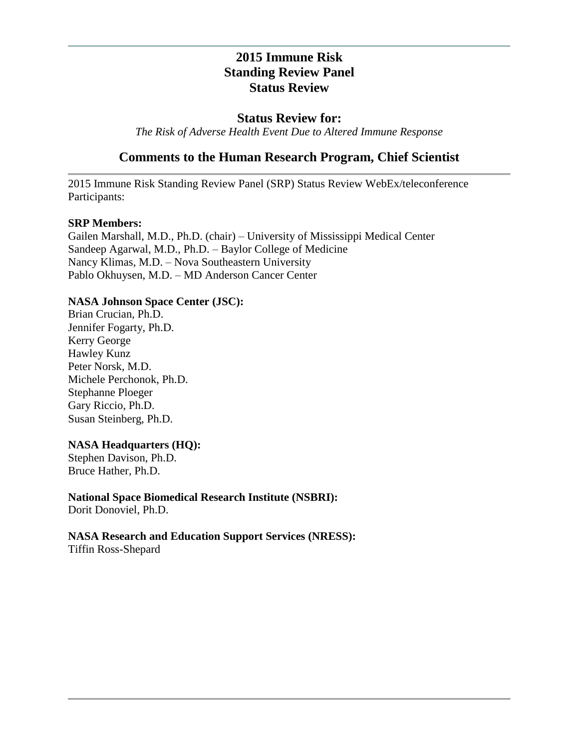# 2015 Immune Risk Standing Review Panel Status Review

## Status Review for:

*The Risk of Adverse Health Event Due to Altered Immune Response*

## Comments to the Human Research Program, Chief Scientist

2015 Immune Risk Standing Review Panel (SRP) Status Review WebEx/teleconference Participants:

**SRP Members:**
Gailen Marshall, M.D., Ph.D. (chair) – University of Mississippi Medical Center
Sandeep Agarwal, M.D., Ph.D. – Baylor College of Medicine
Nancy Klimas, M.D. – Nova Southeastern University
Pablo Okhuysen, M.D. – MD Anderson Cancer Center

**NASA Johnson Space Center (JSC):**
Brian Crucian, Ph.D.
Jennifer Fogarty, Ph.D.
Kerry George
Hawley Kunz
Peter Norsk, M.D.
Michele Perchonok, Ph.D.
Stephanne Ploeger
Gary Riccio, Ph.D.
Susan Steinberg, Ph.D.

**NASA Headquarters (HQ):**
Stephen Davison, Ph.D.
Bruce Hather, Ph.D.

**National Space Biomedical Research Institute (NSBRI):**
Dorit Donoviel, Ph.D.

**NASA Research and Education Support Services (NRESS):**
Tiffin Ross-Shepard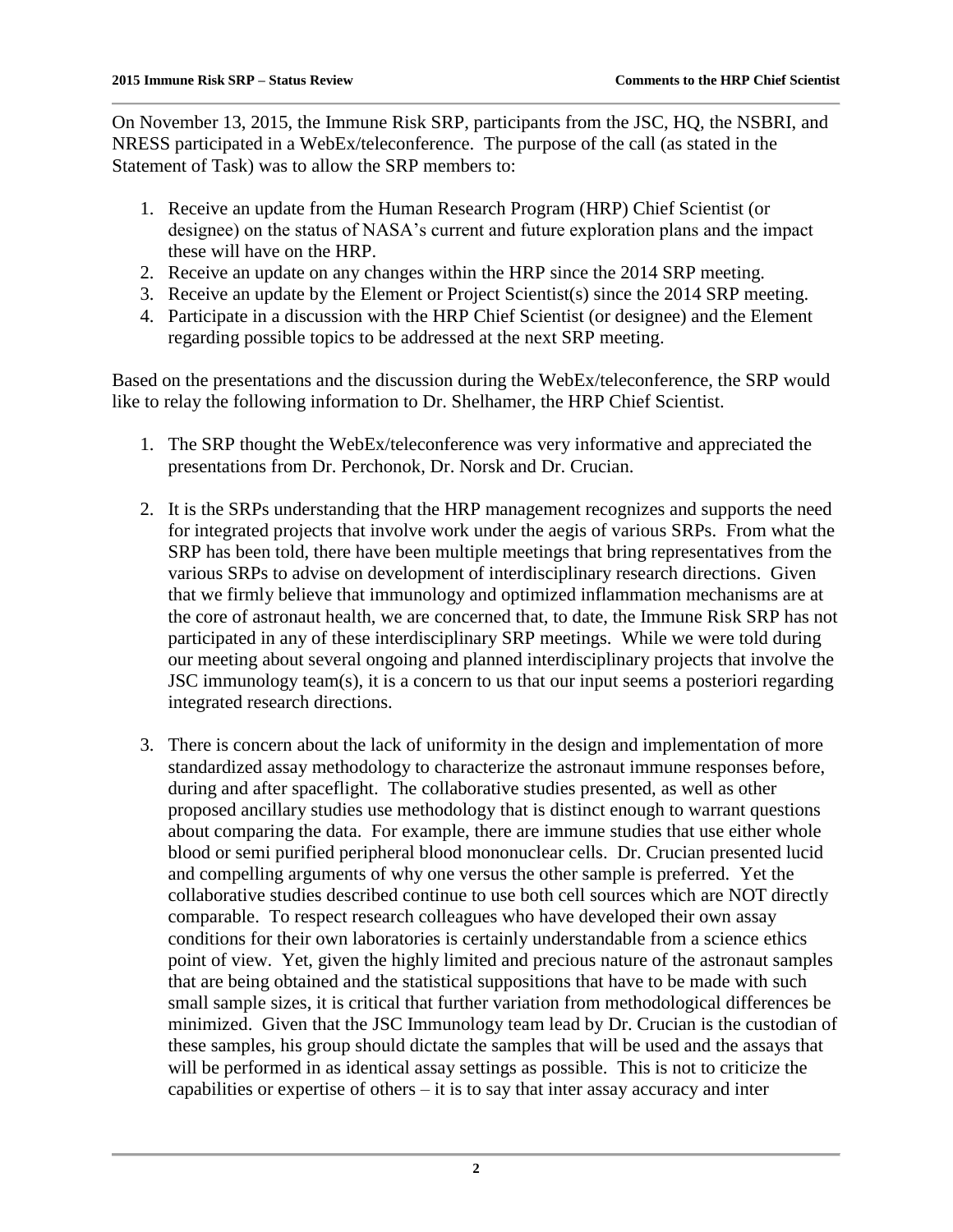On November 13, 2015, the Immune Risk SRP, participants from the JSC, HQ, the NSBRI, and NRESS participated in a WebEx/teleconference. The purpose of the call (as stated in the Statement of Task) was to allow the SRP members to:

1. Receive an update from the Human Research Program (HRP) Chief Scientist (or designee) on the status of NASA's current and future exploration plans and the impact these will have on the HRP.
2. Receive an update on any changes within the HRP since the 2014 SRP meeting.
3. Receive an update by the Element or Project Scientist(s) since the 2014 SRP meeting.
4. Participate in a discussion with the HRP Chief Scientist (or designee) and the Element regarding possible topics to be addressed at the next SRP meeting.

Based on the presentations and the discussion during the WebEx/teleconference, the SRP would like to relay the following information to Dr. Shelhamer, the HRP Chief Scientist.

1. The SRP thought the WebEx/teleconference was very informative and appreciated the presentations from Dr. Perchonok, Dr. Norsk and Dr. Crucian.

2. It is the SRPs understanding that the HRP management recognizes and supports the need for integrated projects that involve work under the aegis of various SRPs. From what the SRP has been told, there have been multiple meetings that bring representatives from the various SRPs to advise on development of interdisciplinary research directions. Given that we firmly believe that immunology and optimized inflammation mechanisms are at the core of astronaut health, we are concerned that, to date, the Immune Risk SRP has not participated in any of these interdisciplinary SRP meetings. While we were told during our meeting about several ongoing and planned interdisciplinary projects that involve the JSC immunology team(s), it is a concern to us that our input seems a posteriori regarding integrated research directions.

3. There is concern about the lack of uniformity in the design and implementation of more standardized assay methodology to characterize the astronaut immune responses before, during and after spaceflight. The collaborative studies presented, as well as other proposed ancillary studies use methodology that is distinct enough to warrant questions about comparing the data. For example, there are immune studies that use either whole blood or semi purified peripheral blood mononuclear cells. Dr. Crucian presented lucid and compelling arguments of why one versus the other sample is preferred. Yet the collaborative studies described continue to use both cell sources which are NOT directly comparable. To respect research colleagues who have developed their own assay conditions for their own laboratories is certainly understandable from a science ethics point of view. Yet, given the highly limited and precious nature of the astronaut samples that are being obtained and the statistical suppositions that have to be made with such small sample sizes, it is critical that further variation from methodological differences be minimized. Given that the JSC Immunology team lead by Dr. Crucian is the custodian of these samples, his group should dictate the samples that will be used and the assays that will be performed in as identical assay settings as possible. This is not to criticize the capabilities or expertise of others – it is to say that inter assay accuracy and inter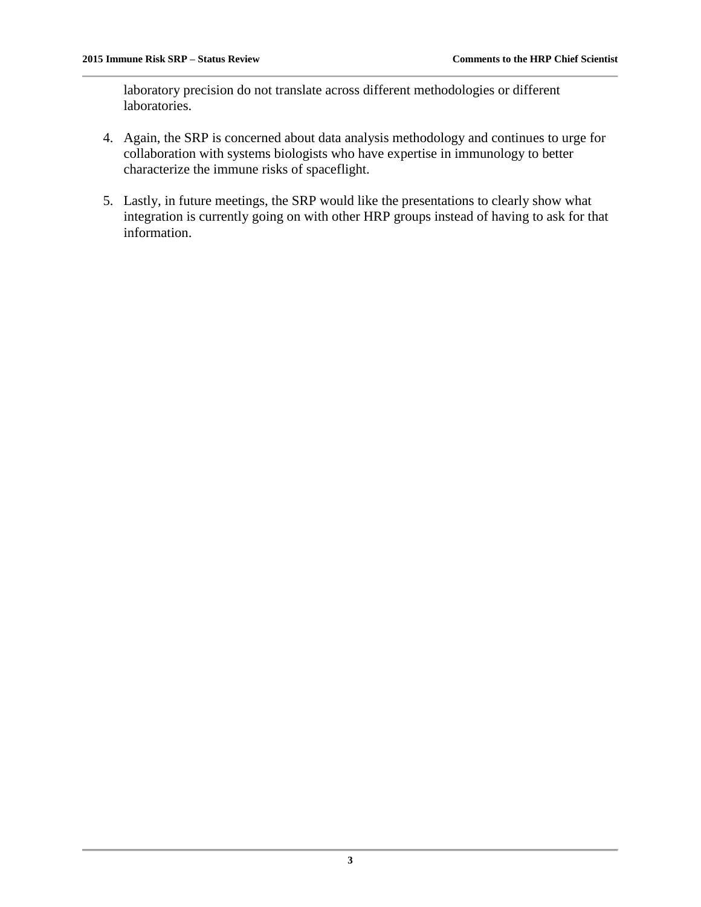laboratory precision do not translate across different methodologies or different laboratories.

4. Again, the SRP is concerned about data analysis methodology and continues to urge for collaboration with systems biologists who have expertise in immunology to better characterize the immune risks of spaceflight.

5. Lastly, in future meetings, the SRP would like the presentations to clearly show what integration is currently going on with other HRP groups instead of having to ask for that information.